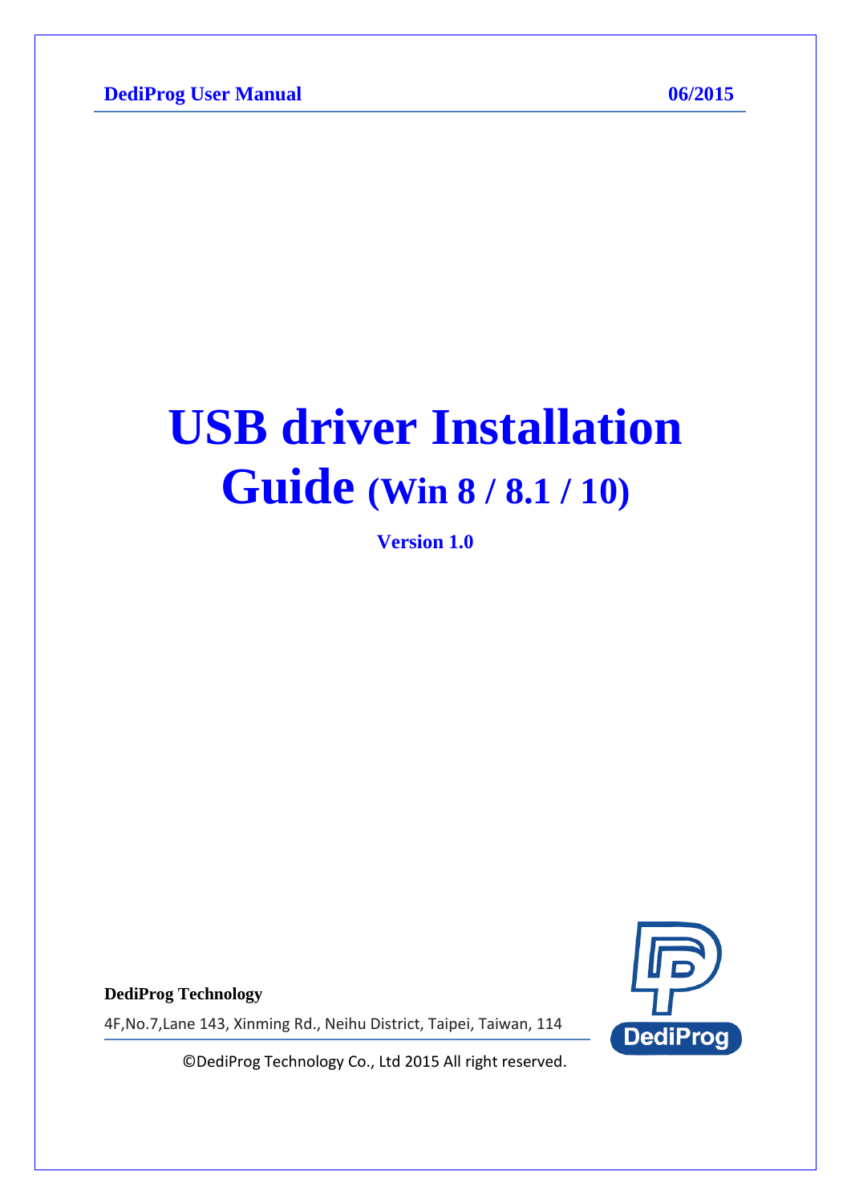# USB driver Installation Guide (Win 8 / 8.1 / 10)

**Version 1.0**

**DediProg Technology**

4F,No.7,Lane 143, Xinming Rd., Neihu District, Taipei, Taiwan, 114

©DediProg Technology Co., Ltd 2015 All right reserved.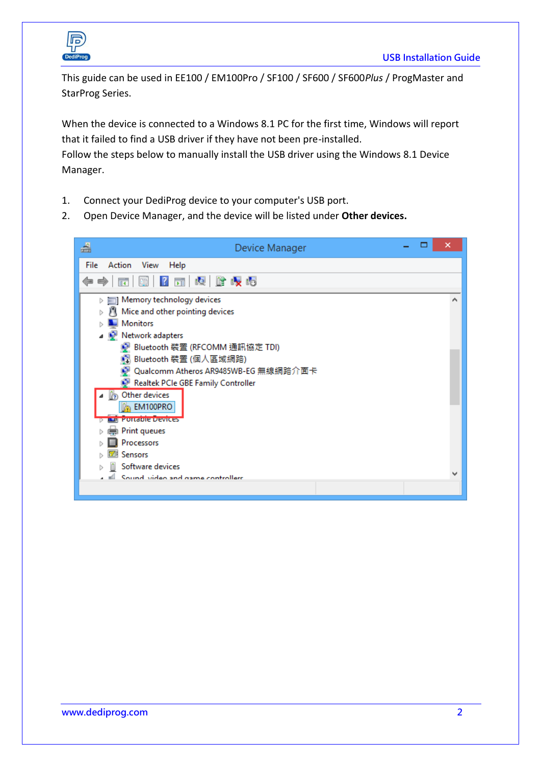This guide can be used in EE100 / EM100Pro / SF100 / SF600 / SF600*Plus* / ProgMaster and StarProg Series.

When the device is connected to a Windows 8.1 PC for the first time, Windows will report that it failed to find a USB driver if they have not been pre-installed.
Follow the steps below to manually install the USB driver using the Windows 8.1 Device Manager.

1. Connect your DediProg device to your computer's USB port.
2. Open Device Manager, and the device will be listed under **Other devices.**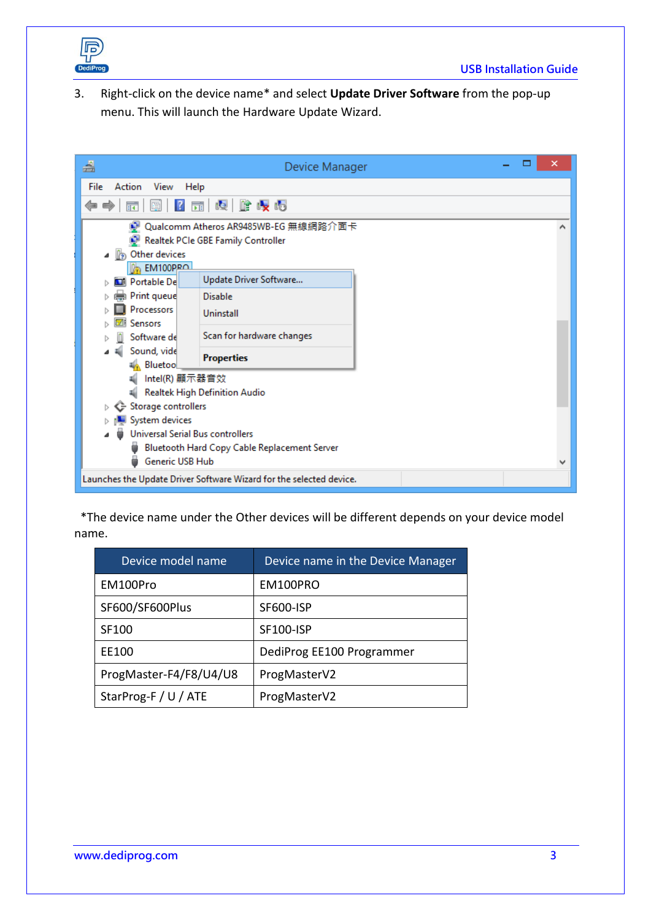3. Right-click on the device name* and select **Update Driver Software** from the pop-up menu. This will launch the Hardware Update Wizard.

*The device name under the Other devices will be different depends on your device model name.

| Device model name | Device name in the Device Manager |
|---|---|
| EM100Pro | EM100PRO |
| SF600/SF600Plus | SF600-ISP |
| SF100 | SF100-ISP |
| EE100 | DediProg EE100 Programmer |
| ProgMaster-F4/F8/U4/U8 | ProgMasterV2 |
| StarProg-F / U / ATE | ProgMasterV2 |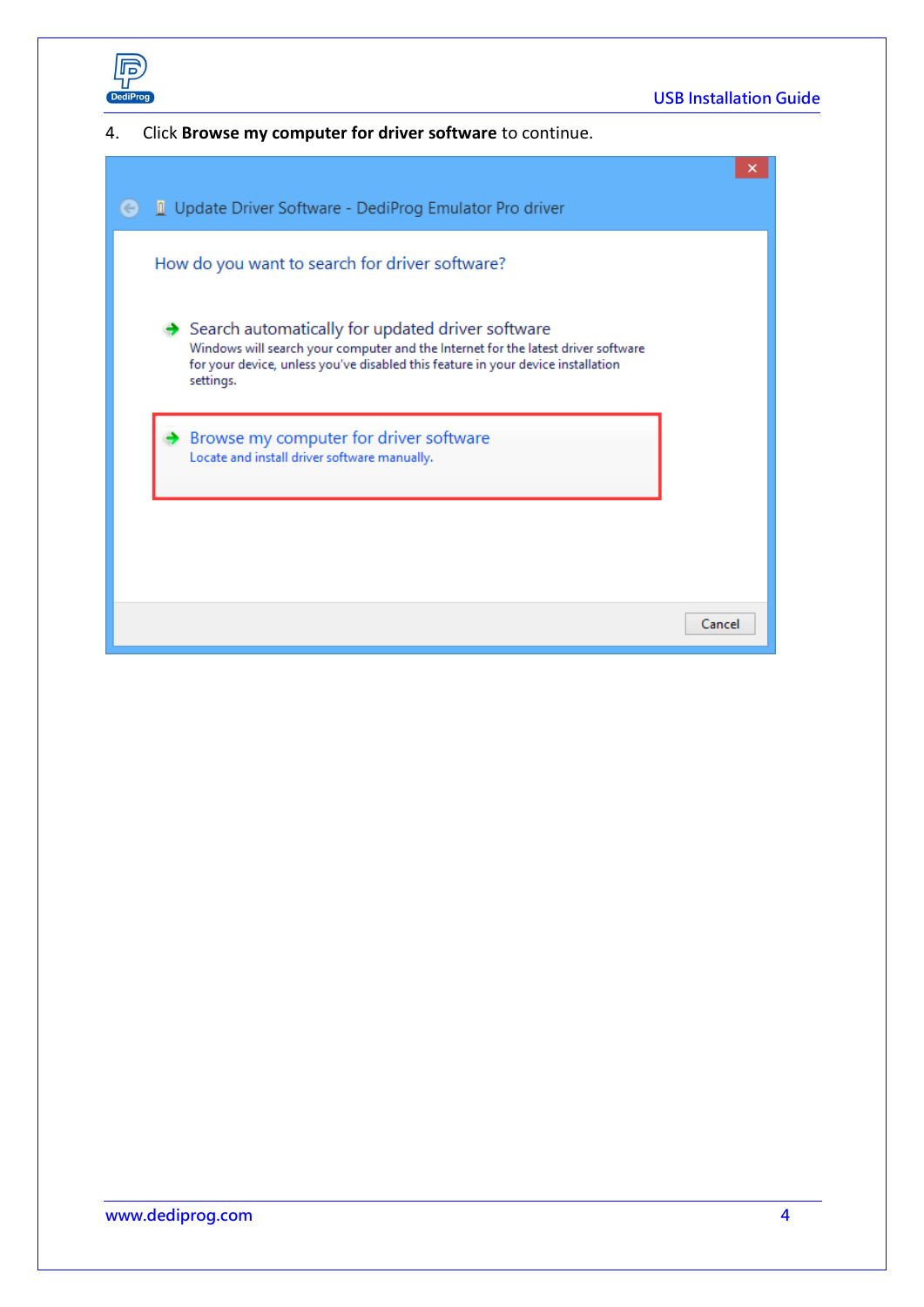4. Click **Browse my computer for driver software** to continue.

Update Driver Software - DediProg Emulator Pro driver

How do you want to search for driver software?

Search automatically for updated driver software
Windows will search your computer and the Internet for the latest driver software for your device, unless you've disabled this feature in your device installation settings.

Browse my computer for driver software
Locate and install driver software manually.

Cancel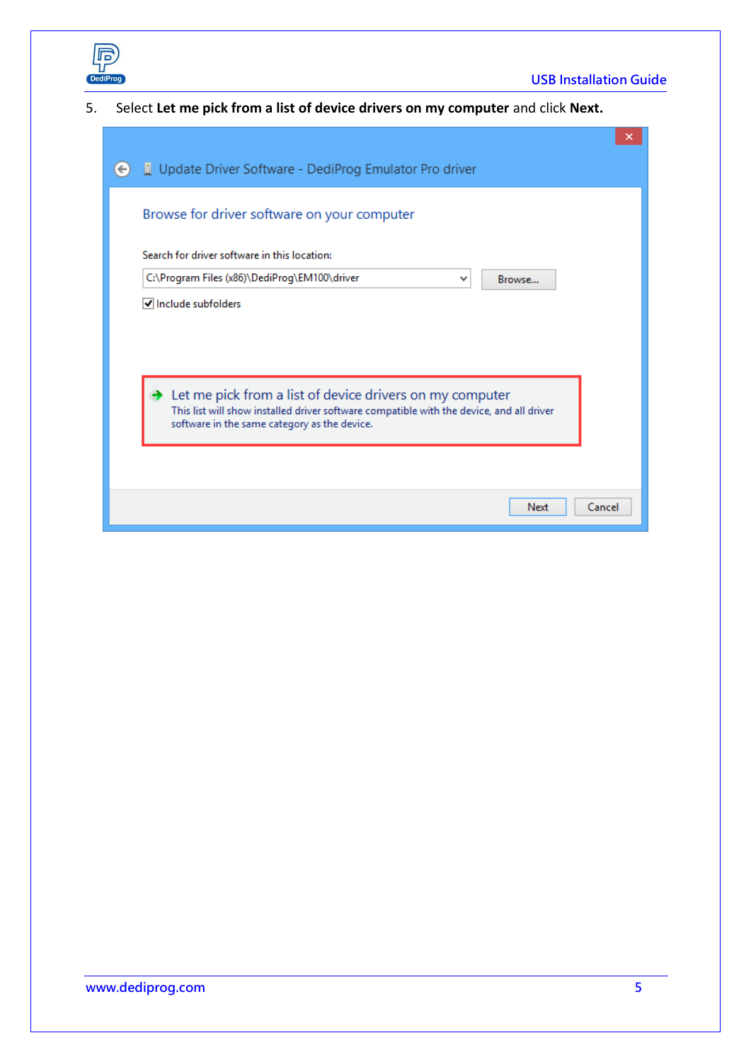5. Select **Let me pick from a list of device drivers on my computer** and click **Next.**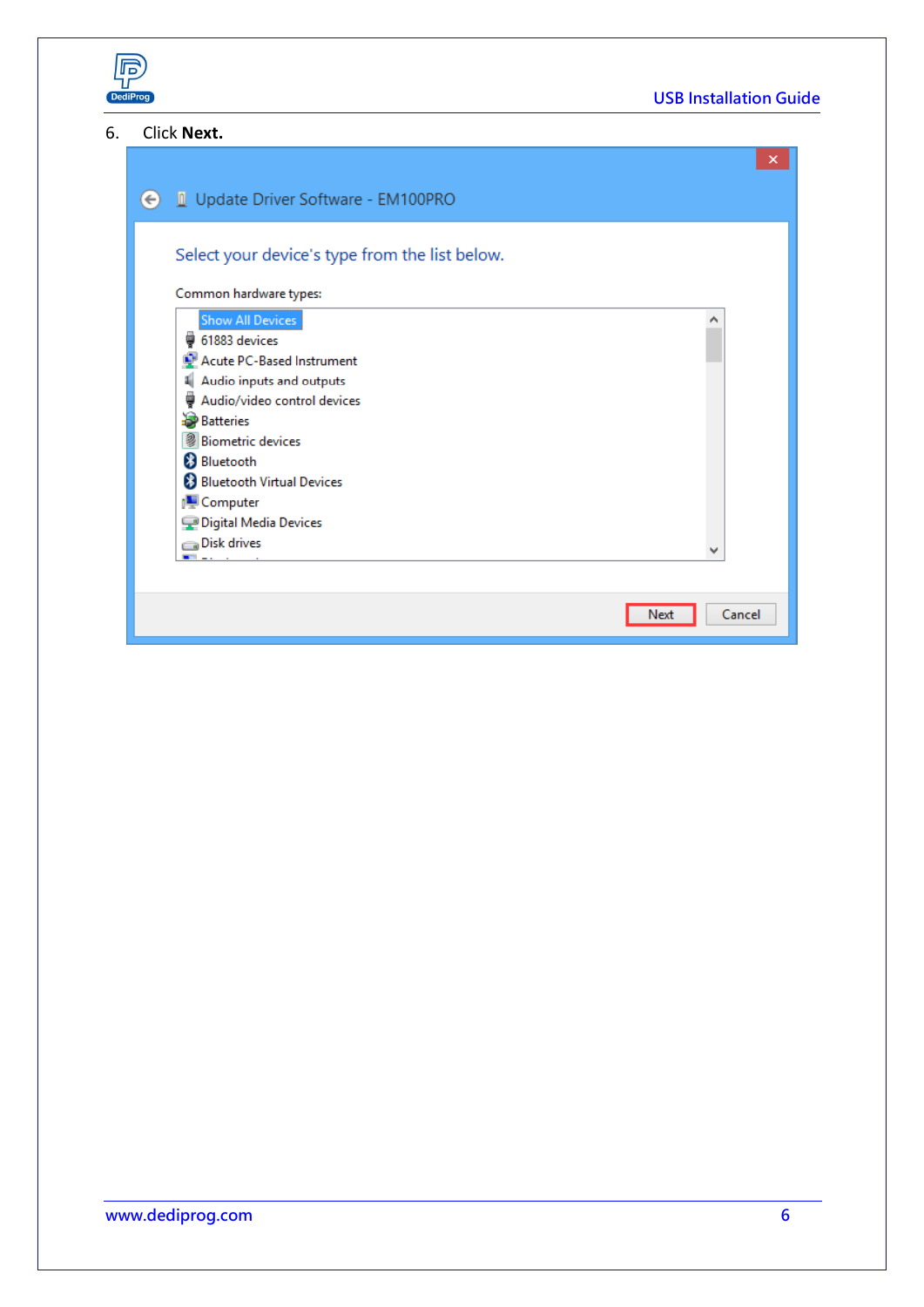6. Click **Next.**

Update Driver Software - EM100PRO

Select your device's type from the list below.

Common hardware types:

- Show All Devices
- 61883 devices
- Acute PC-Based Instrument
- Audio inputs and outputs
- Audio/video control devices
- Batteries
- Biometric devices
- Bluetooth
- Bluetooth Virtual Devices
- Computer
- Digital Media Devices
- Disk drives

Next | Cancel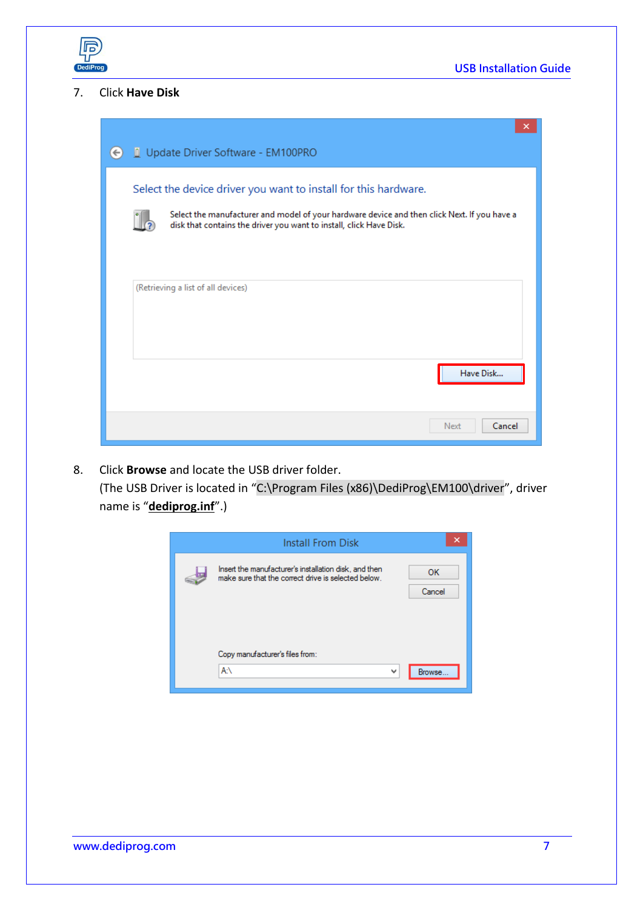7. Click **Have Disk**

8. Click **Browse** and locate the USB driver folder.
   (The USB Driver is located in "C:\Program Files (x86)\DediProg\EM100\driver", driver name is "**dediprog.inf**".)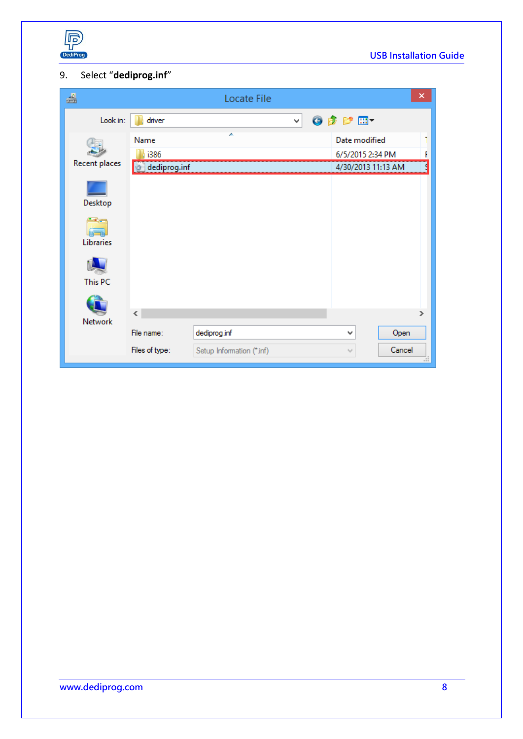9. Select "**dediprog.inf**"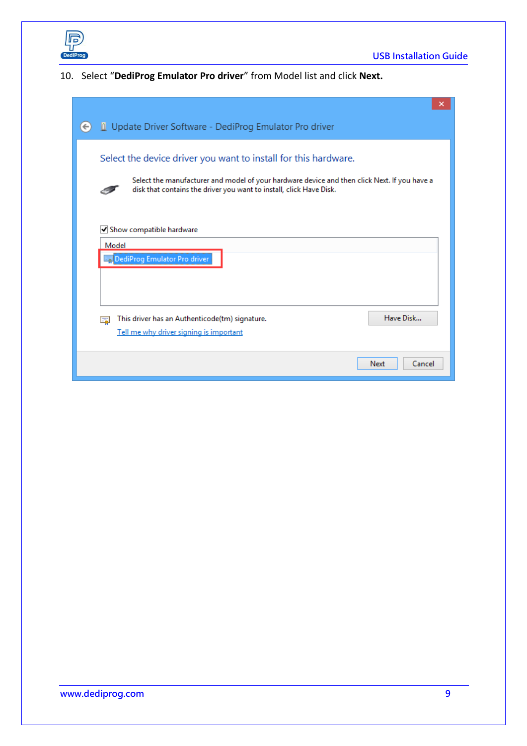10. Select “**DediProg Emulator Pro driver**” from Model list and click **Next.**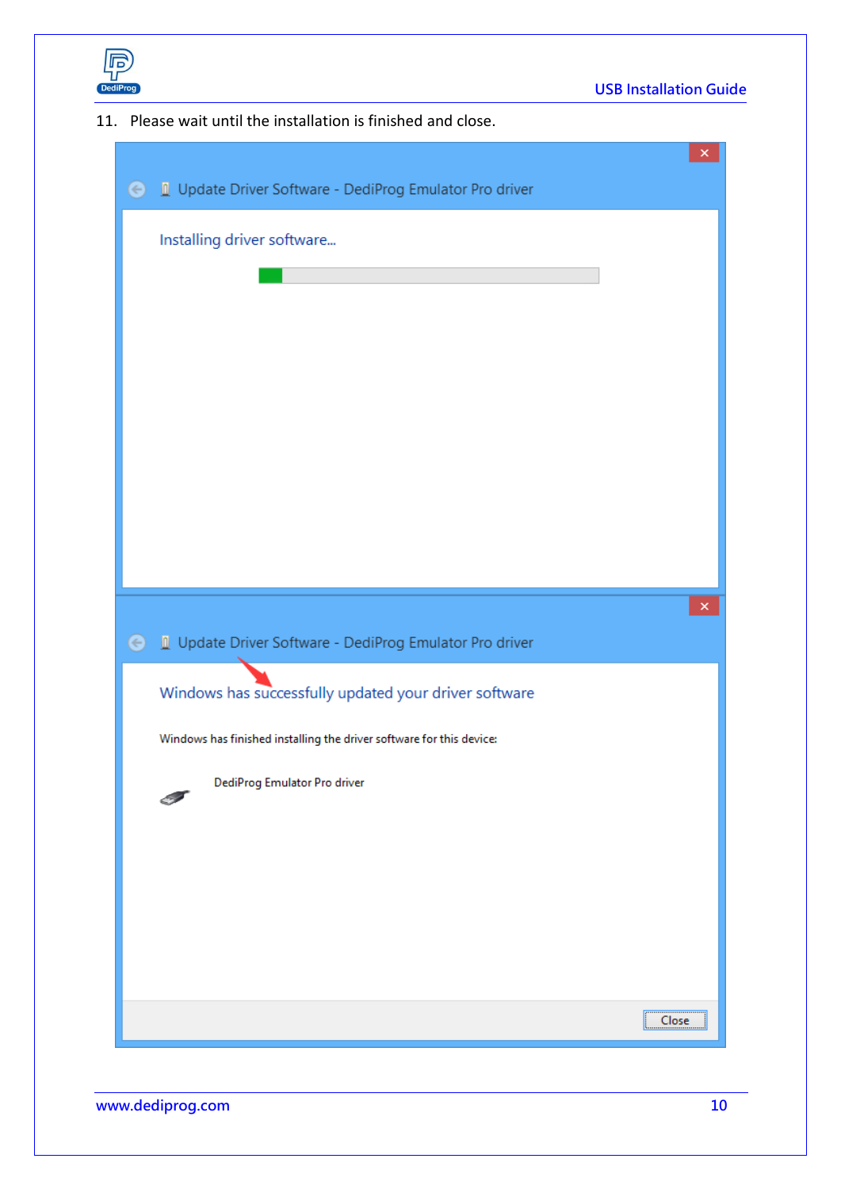11. Please wait until the installation is finished and close.

Update Driver Software - DediProg Emulator Pro driver

Installing driver software...

Update Driver Software - DediProg Emulator Pro driver

Windows has successfully updated your driver software

Windows has finished installing the driver software for this device:

DediProg Emulator Pro driver

Close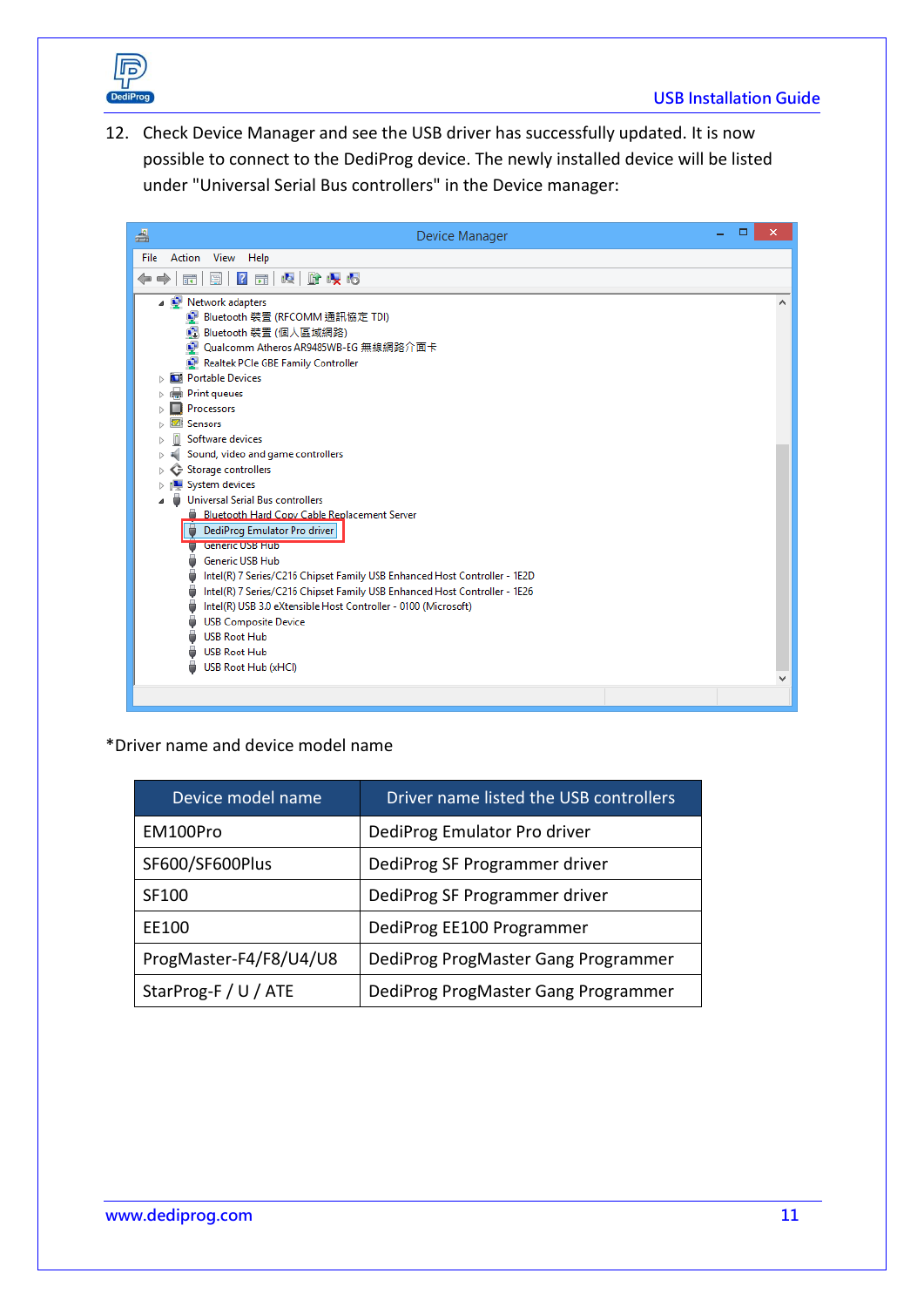12. Check Device Manager and see the USB driver has successfully updated. It is now possible to connect to the DediProg device. The newly installed device will be listed under "Universal Serial Bus controllers" in the Device manager:

*Driver name and device model name

| Device model name | Driver name listed the USB controllers |
|---|---|
| EM100Pro | DediProg Emulator Pro driver |
| SF600/SF600Plus | DediProg SF Programmer driver |
| SF100 | DediProg SF Programmer driver |
| EE100 | DediProg EE100 Programmer |
| ProgMaster-F4/F8/U4/U8 | DediProg ProgMaster Gang Programmer |
| StarProg-F / U / ATE | DediProg ProgMaster Gang Programmer |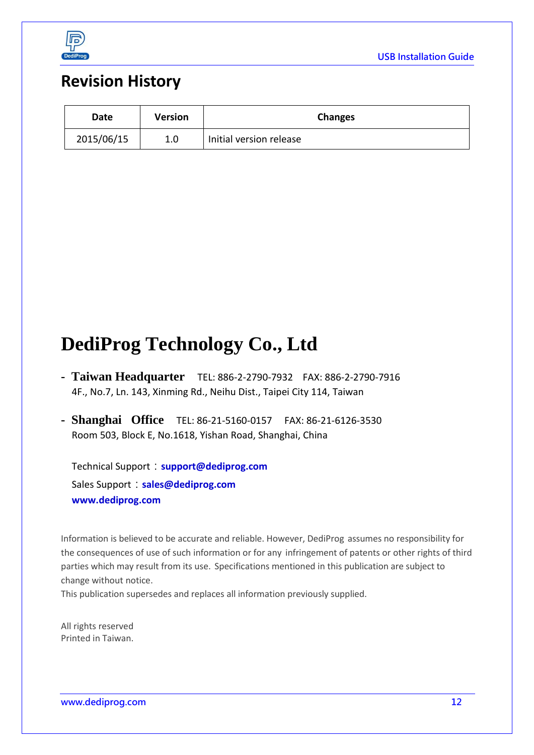# Revision History

| Date | Version | Changes |
| --- | --- | --- |
| 2015/06/15 | 1.0 | Initial version release |

# DediProg Technology Co., Ltd

- **Taiwan Headquarter** TEL: 886-2-2790-7932 FAX: 886-2-2790-7916
  4F., No.7, Ln. 143, Xinming Rd., Neihu Dist., Taipei City 114, Taiwan

- **Shanghai Office** TEL: 86-21-5160-0157 FAX: 86-21-6126-3530
  Room 503, Block E, No.1618, Yishan Road, Shanghai, China

Technical Support：**support@dediprog.com**
Sales Support：**sales@dediprog.com**
**www.dediprog.com**

Information is believed to be accurate and reliable. However, DediProg assumes no responsibility for the consequences of use of such information or for any infringement of patents or other rights of third parties which may result from its use. Specifications mentioned in this publication are subject to change without notice.
This publication supersedes and replaces all information previously supplied.

All rights reserved
Printed in Taiwan.